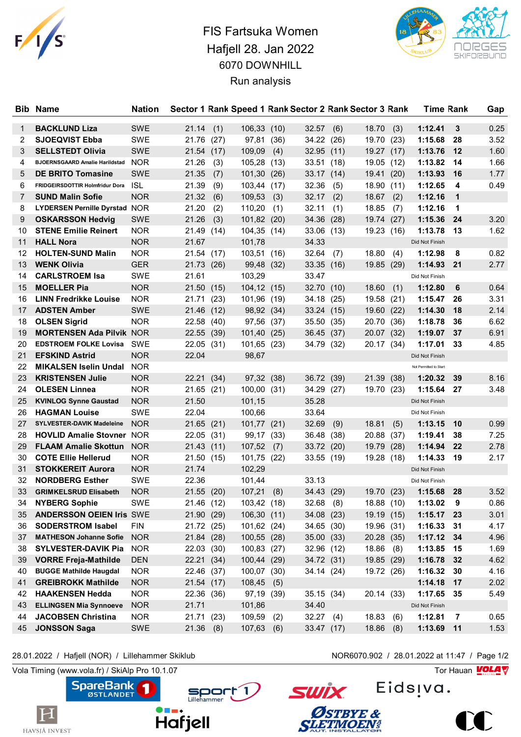# FIS Fartsuka Women

## Hafjell 28. Jan 2022

### 6070 DOWNHILL

### Run analysis

| Bib | Name | Nation | Sector 1 | Rank | Speed 1 | Rank | Sector 2 | Rank | Sector 3 | Rank | Time | Rank | Gap |
|---|---|---|---|---|---|---|---|---|---|---|---|---|---|
| 1 | **BACKLUND Liza** | SWE | 21.14 | (1) | 106,33 | (10) | 32.57 | (6) | 18.70 | (3) | **1:12.41** | **3** | 0.25 |
| 2 | **SJOEQVIST Ebba** | SWE | 21.76 | (27) | 97,81 | (36) | 34.22 | (26) | 19.70 | (23) | **1:15.68** | **28** | 3.52 |
| 3 | **SELLSTEDT Olivia** | SWE | 21.54 | (17) | 109,09 | (4) | 32.95 | (11) | 19.27 | (17) | **1:13.76** | **12** | 1.60 |
| 4 | **BJOERNSGAARD Amalie Harildstad** | NOR | 21.26 | (3) | 105,28 | (13) | 33.51 | (18) | 19.05 | (12) | **1:13.82** | **14** | 1.66 |
| 5 | **DE BRITO Tomasine** | SWE | 21.35 | (7) | 101,30 | (26) | 33.17 | (14) | 19.41 | (20) | **1:13.93** | **16** | 1.77 |
| 6 | **FRIDGEIRSDOTTIR Holmfridur Dora** | ISL | 21.39 | (9) | 103,44 | (17) | 32.36 | (5) | 18.90 | (11) | **1:12.65** | **4** | 0.49 |
| 7 | **SUND Malin Sofie** | NOR | 21.32 | (6) | 109,53 | (3) | 32.17 | (2) | 18.67 | (2) | **1:12.16** | **1** | |
| 8 | **LYDERSEN Pernille Dyrstad** | NOR | 21.20 | (2) | 110,20 | (1) | 32.11 | (1) | 18.85 | (7) | **1:12.16** | **1** | |
| 9 | **OSKARSSON Hedvig** | SWE | 21.26 | (3) | 101,82 | (20) | 34.36 | (28) | 19.74 | (27) | **1:15.36** | **24** | 3.20 |
| 10 | **STENE Emilie Reinert** | NOR | 21.49 | (14) | 104,35 | (14) | 33.06 | (13) | 19.23 | (16) | **1:13.78** | **13** | 1.62 |
| 11 | **HALL Nora** | NOR | 21.67 | | 101,78 | | 34.33 | | | | Did Not Finish | | |
| 12 | **HOLTEN-SUND Malin** | NOR | 21.54 | (17) | 103,51 | (16) | 32.64 | (7) | 18.80 | (4) | **1:12.98** | **8** | 0.82 |
| 13 | **WENK Olivia** | GER | 21.73 | (26) | 99,48 | (32) | 33.35 | (16) | 19.85 | (29) | **1:14.93** | **21** | 2.77 |
| 14 | **CARLSTROEM Isa** | SWE | 21.61 | | 103,29 | | 33.47 | | | | Did Not Finish | | |
| 15 | **MOELLER Pia** | NOR | 21.50 | (15) | 104,12 | (15) | 32.70 | (10) | 18.60 | (1) | **1:12.80** | **6** | 0.64 |
| 16 | **LINN Fredrikke Louise** | NOR | 21.71 | (23) | 101,96 | (19) | 34.18 | (25) | 19.58 | (21) | **1:15.47** | **26** | 3.31 |
| 17 | **ADSTEN Amber** | SWE | 21.46 | (12) | 98,92 | (34) | 33.24 | (15) | 19.60 | (22) | **1:14.30** | **18** | 2.14 |
| 18 | **OLSEN Sigrid** | NOR | 22.58 | (40) | 97,56 | (37) | 35.50 | (35) | 20.70 | (36) | **1:18.78** | **36** | 6.62 |
| 19 | **MORTENSEN Ada Pilvik** | NOR | 22.55 | (39) | 101,40 | (25) | 36.45 | (37) | 20.07 | (32) | **1:19.07** | **37** | 6.91 |
| 20 | **EDSTROEM FOLKE Lovisa** | SWE | 22.05 | (31) | 101,65 | (23) | 34.79 | (32) | 20.17 | (34) | **1:17.01** | **33** | 4.85 |
| 21 | **EFSKIND Astrid** | NOR | 22.04 | | 98,67 | | | | | | Did Not Finish | | |
| 22 | **MIKALSEN Iselin Undal** | NOR | | | | | | | | | Not Permitted to Start | | |
| 23 | **KRISTENSEN Julie** | NOR | 22.21 | (34) | 97,32 | (38) | 36.72 | (39) | 21.39 | (38) | **1:20.32** | **39** | 8.16 |
| 24 | **OLESEN Linnea** | NOR | 21.65 | (21) | 100,00 | (31) | 34.29 | (27) | 19.70 | (23) | **1:15.64** | **27** | 3.48 |
| 25 | **KVINLOG Synne Gaustad** | NOR | 21.50 | | 101,15 | | 35.28 | | | | Did Not Finish | | |
| 26 | **HAGMAN Louise** | SWE | 22.04 | | 100,66 | | 33.64 | | | | Did Not Finish | | |
| 27 | **SYLVESTER-DAVIK Madeleine** | NOR | 21.65 | (21) | 101,77 | (21) | 32.69 | (9) | 18.81 | (5) | **1:13.15** | **10** | 0.99 |
| 28 | **HOVLID Amalie Stovner** | NOR | 22.05 | (31) | 99,17 | (33) | 36.48 | (38) | 20.88 | (37) | **1:19.41** | **38** | 7.25 |
| 29 | **FLAAM Amalie Skottun** | NOR | 21.43 | (11) | 107,52 | (7) | 33.72 | (20) | 19.79 | (28) | **1:14.94** | **22** | 2.78 |
| 30 | **COTE Ellie Hellerud** | NOR | 21.50 | (15) | 101,75 | (22) | 33.55 | (19) | 19.28 | (18) | **1:14.33** | **19** | 2.17 |
| 31 | **STOKKEREIT Aurora** | NOR | 21.74 | | 102,29 | | | | | | Did Not Finish | | |
| 32 | **NORDBERG Esther** | SWE | 22.36 | | 101,44 | | 33.13 | | | | Did Not Finish | | |
| 33 | **GRIMKELSRUD Elisabeth** | NOR | 21.55 | (20) | 107,21 | (8) | 34.43 | (29) | 19.70 | (23) | **1:15.68** | **28** | 3.52 |
| 34 | **NYBERG Sophie** | SWE | 21.46 | (12) | 103,42 | (18) | 32.68 | (8) | 18.88 | (10) | **1:13.02** | **9** | 0.86 |
| 35 | **ANDERSSON OEIEN Iris** | SWE | 21.90 | (29) | 106,30 | (11) | 34.08 | (23) | 19.19 | (15) | **1:15.17** | **23** | 3.01 |
| 36 | **SODERSTROM Isabel** | FIN | 21.72 | (25) | 101,62 | (24) | 34.65 | (30) | 19.96 | (31) | **1:16.33** | **31** | 4.17 |
| 37 | **MATHESON Johanne Sofie** | NOR | 21.84 | (28) | 100,55 | (28) | 35.00 | (33) | 20.28 | (35) | **1:17.12** | **34** | 4.96 |
| 38 | **SYLVESTER-DAVIK Pia** | NOR | 22.03 | (30) | 100,83 | (27) | 32.96 | (12) | 18.86 | (8) | **1:13.85** | **15** | 1.69 |
| 39 | **VORRE Freja-Mathilde** | DEN | 22.21 | (34) | 100,44 | (29) | 34.72 | (31) | 19.85 | (29) | **1:16.78** | **32** | 4.62 |
| 40 | **BUGGE Mathilde Haugdal** | NOR | 22.46 | (37) | 100,07 | (30) | 34.14 | (24) | 19.72 | (26) | **1:16.32** | **30** | 4.16 |
| 41 | **GREIBROKK Mathilde** | NOR | 21.54 | (17) | 108,45 | (5) | | | | | **1:14.18** | **17** | 2.02 |
| 42 | **HAAKENSEN Hedda** | NOR | 22.36 | (36) | 97,19 | (39) | 35.15 | (34) | 20.14 | (33) | **1:17.65** | **35** | 5.49 |
| 43 | **ELLINGSEN Mia Synnoeve** | NOR | 21.71 | | 101,86 | | 34.40 | | | | Did Not Finish | | |
| 44 | **JACOBSEN Christina** | NOR | 21.71 | (23) | 109,59 | (2) | 32.27 | (4) | 18.83 | (6) | **1:12.81** | **7** | 0.65 |
| 45 | **JONSSON Saga** | SWE | 21.36 | (8) | 107,63 | (6) | 33.47 | (17) | 18.86 | (8) | **1:13.69** | **11** | 1.53 |

28.01.2022 / Hafjell (NOR) / Lillehammer Skiklub — NOR6070.902 / 28.01.2022 at 11:47

Vola Timing (www.vola.fr) / SkiAlp Pro 10.1.07 — Tor Hauan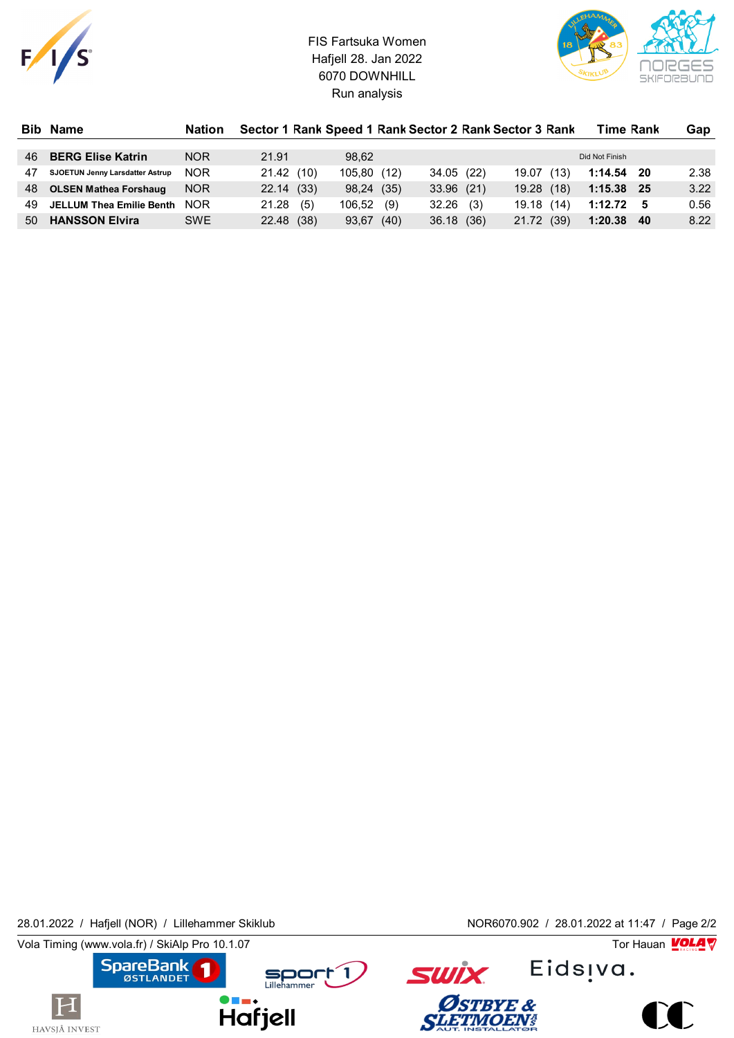FIS Fartsuka Women
Hafjell 28. Jan 2022
6070 DOWNHILL
Run analysis

| Bib | Name | Nation | Sector 1 | Rank | Speed 1 | Rank | Sector 2 | Rank | Sector 3 | Rank | Time | Rank | Gap |
|---|---|---|---|---|---|---|---|---|---|---|---|---|---|
| 46 | **BERG Elise Katrin** | NOR | 21.91 | | 98,62 | | | | | | Did Not Finish | | |
| 47 | **SJOETUN Jenny Larsdatter Astrup** | NOR | 21.42 | (10) | 105,80 | (12) | 34.05 | (22) | 19.07 | (13) | **1:14.54** | **20** | 2.38 |
| 48 | **OLSEN Mathea Forshaug** | NOR | 22.14 | (33) | 98,24 | (35) | 33.96 | (21) | 19.28 | (18) | **1:15.38** | **25** | 3.22 |
| 49 | **JELLUM Thea Emilie Benth** | NOR | 21.28 | (5) | 106,52 | (9) | 32.26 | (3) | 19.18 | (14) | **1:12.72** | **5** | 0.56 |
| 50 | **HANSSON Elvira** | SWE | 22.48 | (38) | 93,67 | (40) | 36.18 | (36) | 21.72 | (39) | **1:20.38** | **40** | 8.22 |

28.01.2022 / Hafjell (NOR) / Lillehammer Skiklub

NOR6070.902 / 28.01.2022 at 11:47

Vola Timing (www.vola.fr) / SkiAlp Pro 10.1.07

Tor Hauan